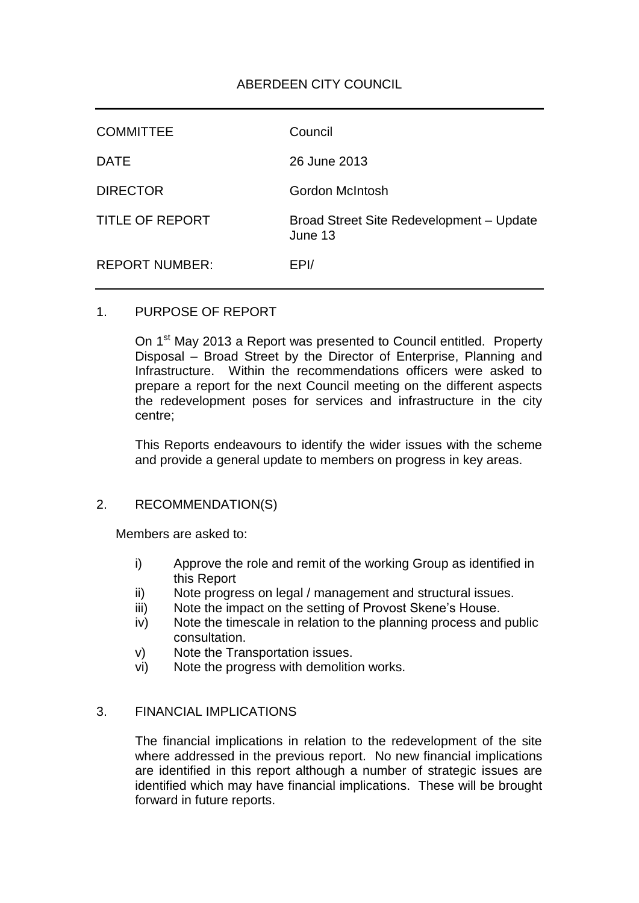# ABERDEEN CITY COUNCIL

| | |
|---|---|
| COMMITTEE | Council |
| DATE | 26 June 2013 |
| DIRECTOR | Gordon McIntosh |
| TITLE OF REPORT | Broad Street Site Redevelopment – Update June 13 |
| REPORT NUMBER: | EPI/ |

## 1. PURPOSE OF REPORT

On 1st May 2013 a Report was presented to Council entitled. Property Disposal – Broad Street by the Director of Enterprise, Planning and Infrastructure. Within the recommendations officers were asked to prepare a report for the next Council meeting on the different aspects the redevelopment poses for services and infrastructure in the city centre;

This Reports endeavours to identify the wider issues with the scheme and provide a general update to members on progress in key areas.

## 2. RECOMMENDATION(S)

Members are asked to:

i) Approve the role and remit of the working Group as identified in this Report
ii) Note progress on legal / management and structural issues.
iii) Note the impact on the setting of Provost Skene's House.
iv) Note the timescale in relation to the planning process and public consultation.
v) Note the Transportation issues.
vi) Note the progress with demolition works.

## 3. FINANCIAL IMPLICATIONS

The financial implications in relation to the redevelopment of the site where addressed in the previous report. No new financial implications are identified in this report although a number of strategic issues are identified which may have financial implications. These will be brought forward in future reports.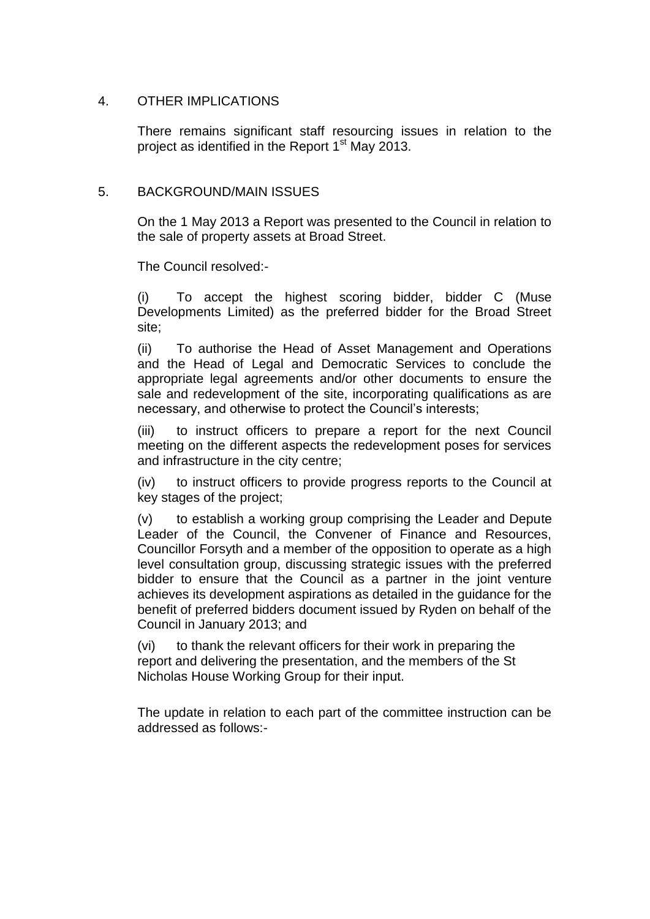## 4. OTHER IMPLICATIONS

There remains significant staff resourcing issues in relation to the project as identified in the Report 1st May 2013.

## 5. BACKGROUND/MAIN ISSUES

On the 1 May 2013 a Report was presented to the Council in relation to the sale of property assets at Broad Street.

The Council resolved:-

(i) To accept the highest scoring bidder, bidder C (Muse Developments Limited) as the preferred bidder for the Broad Street site;

(ii) To authorise the Head of Asset Management and Operations and the Head of Legal and Democratic Services to conclude the appropriate legal agreements and/or other documents to ensure the sale and redevelopment of the site, incorporating qualifications as are necessary, and otherwise to protect the Council's interests;

(iii) to instruct officers to prepare a report for the next Council meeting on the different aspects the redevelopment poses for services and infrastructure in the city centre;

(iv) to instruct officers to provide progress reports to the Council at key stages of the project;

(v) to establish a working group comprising the Leader and Depute Leader of the Council, the Convener of Finance and Resources, Councillor Forsyth and a member of the opposition to operate as a high level consultation group, discussing strategic issues with the preferred bidder to ensure that the Council as a partner in the joint venture achieves its development aspirations as detailed in the guidance for the benefit of preferred bidders document issued by Ryden on behalf of the Council in January 2013; and

(vi) to thank the relevant officers for their work in preparing the report and delivering the presentation, and the members of the St Nicholas House Working Group for their input.

The update in relation to each part of the committee instruction can be addressed as follows:-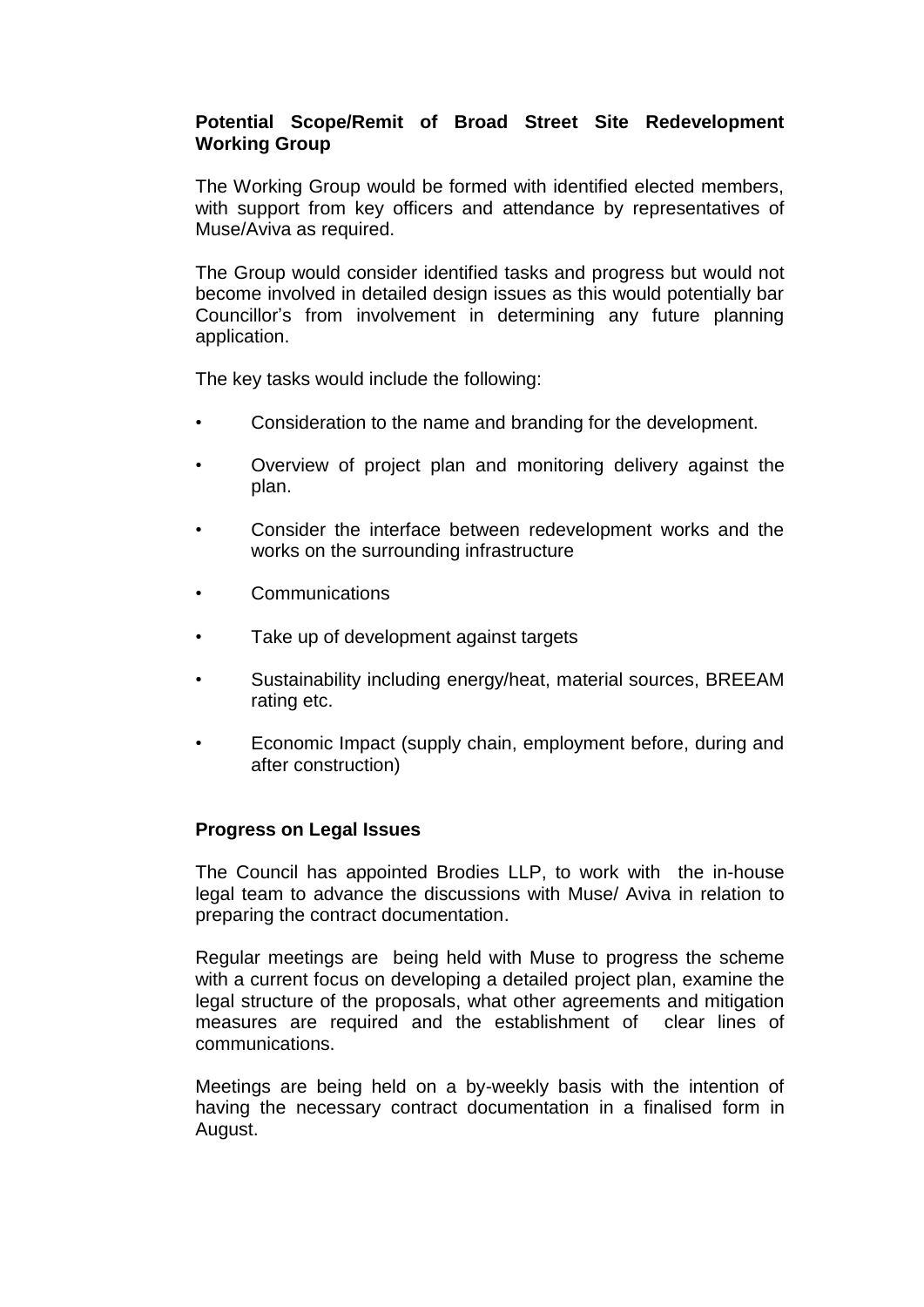**Potential Scope/Remit of Broad Street Site Redevelopment Working Group**

The Working Group would be formed with identified elected members, with support from key officers and attendance by representatives of Muse/Aviva as required.

The Group would consider identified tasks and progress but would not become involved in detailed design issues as this would potentially bar Councillor's from involvement in determining any future planning application.

The key tasks would include the following:

- Consideration to the name and branding for the development.
- Overview of project plan and monitoring delivery against the plan.
- Consider the interface between redevelopment works and the works on the surrounding infrastructure
- Communications
- Take up of development against targets
- Sustainability including energy/heat, material sources, BREEAM rating etc.
- Economic Impact (supply chain, employment before, during and after construction)

**Progress on Legal Issues**

The Council has appointed Brodies LLP, to work with the in-house legal team to advance the discussions with Muse/ Aviva in relation to preparing the contract documentation.

Regular meetings are being held with Muse to progress the scheme with a current focus on developing a detailed project plan, examine the legal structure of the proposals, what other agreements and mitigation measures are required and the establishment of clear lines of communications.

Meetings are being held on a by-weekly basis with the intention of having the necessary contract documentation in a finalised form in August.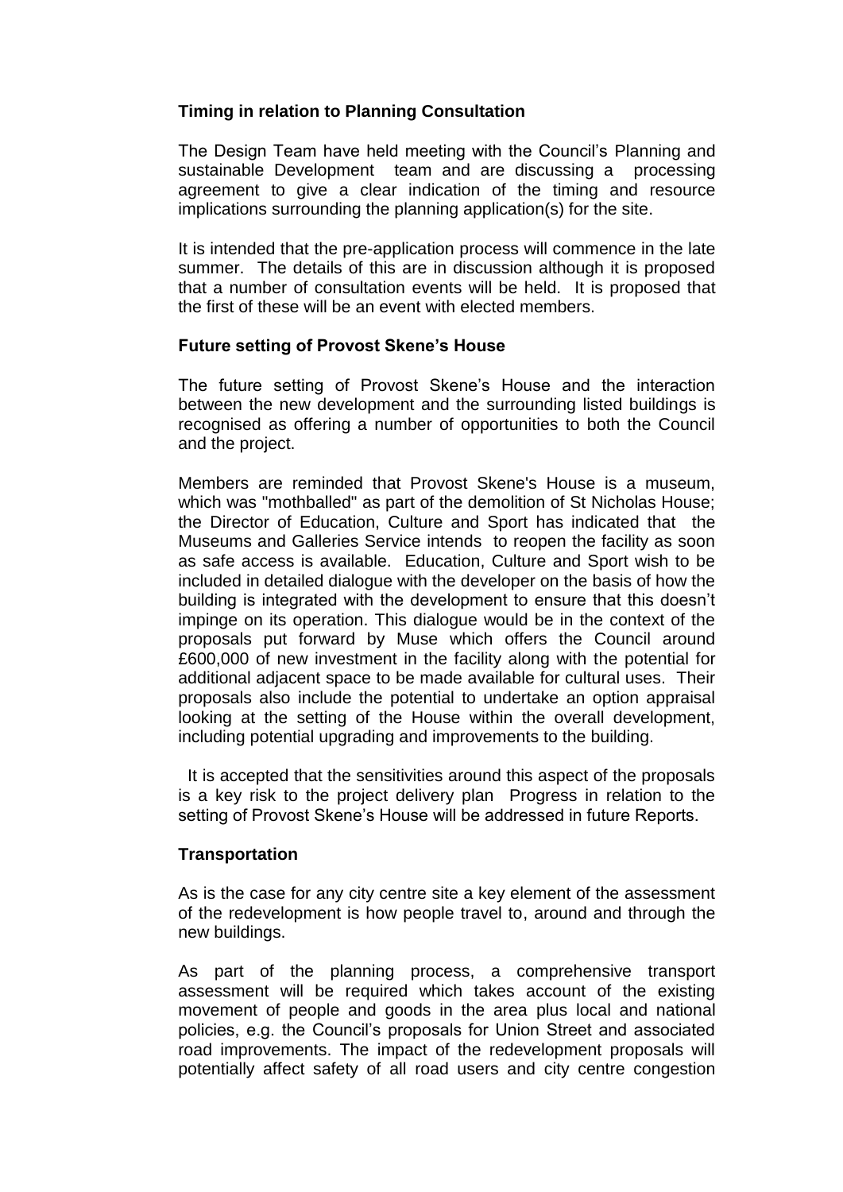**Timing in relation to Planning Consultation**

The Design Team have held meeting with the Council's Planning and sustainable Development team and are discussing a processing agreement to give a clear indication of the timing and resource implications surrounding the planning application(s) for the site.

It is intended that the pre-application process will commence in the late summer. The details of this are in discussion although it is proposed that a number of consultation events will be held. It is proposed that the first of these will be an event with elected members.

**Future setting of Provost Skene's House**

The future setting of Provost Skene's House and the interaction between the new development and the surrounding listed buildings is recognised as offering a number of opportunities to both the Council and the project.

Members are reminded that Provost Skene's House is a museum, which was "mothballed" as part of the demolition of St Nicholas House; the Director of Education, Culture and Sport has indicated that the Museums and Galleries Service intends to reopen the facility as soon as safe access is available. Education, Culture and Sport wish to be included in detailed dialogue with the developer on the basis of how the building is integrated with the development to ensure that this doesn't impinge on its operation. This dialogue would be in the context of the proposals put forward by Muse which offers the Council around £600,000 of new investment in the facility along with the potential for additional adjacent space to be made available for cultural uses. Their proposals also include the potential to undertake an option appraisal looking at the setting of the House within the overall development, including potential upgrading and improvements to the building.

It is accepted that the sensitivities around this aspect of the proposals is a key risk to the project delivery plan Progress in relation to the setting of Provost Skene's House will be addressed in future Reports.

**Transportation**

As is the case for any city centre site a key element of the assessment of the redevelopment is how people travel to, around and through the new buildings.

As part of the planning process, a comprehensive transport assessment will be required which takes account of the existing movement of people and goods in the area plus local and national policies, e.g. the Council's proposals for Union Street and associated road improvements. The impact of the redevelopment proposals will potentially affect safety of all road users and city centre congestion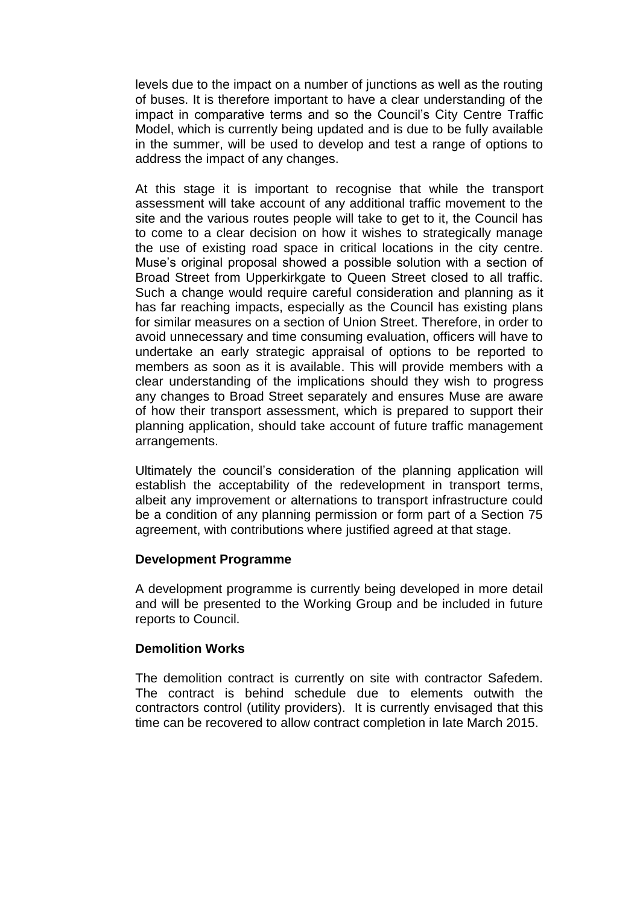levels due to the impact on a number of junctions as well as the routing of buses. It is therefore important to have a clear understanding of the impact in comparative terms and so the Council's City Centre Traffic Model, which is currently being updated and is due to be fully available in the summer, will be used to develop and test a range of options to address the impact of any changes.

At this stage it is important to recognise that while the transport assessment will take account of any additional traffic movement to the site and the various routes people will take to get to it, the Council has to come to a clear decision on how it wishes to strategically manage the use of existing road space in critical locations in the city centre. Muse's original proposal showed a possible solution with a section of Broad Street from Upperkirkgate to Queen Street closed to all traffic. Such a change would require careful consideration and planning as it has far reaching impacts, especially as the Council has existing plans for similar measures on a section of Union Street. Therefore, in order to avoid unnecessary and time consuming evaluation, officers will have to undertake an early strategic appraisal of options to be reported to members as soon as it is available. This will provide members with a clear understanding of the implications should they wish to progress any changes to Broad Street separately and ensures Muse are aware of how their transport assessment, which is prepared to support their planning application, should take account of future traffic management arrangements.

Ultimately the council's consideration of the planning application will establish the acceptability of the redevelopment in transport terms, albeit any improvement or alternations to transport infrastructure could be a condition of any planning permission or form part of a Section 75 agreement, with contributions where justified agreed at that stage.

**Development Programme**

A development programme is currently being developed in more detail and will be presented to the Working Group and be included in future reports to Council.

**Demolition Works**

The demolition contract is currently on site with contractor Safedem. The contract is behind schedule due to elements outwith the contractors control (utility providers). It is currently envisaged that this time can be recovered to allow contract completion in late March 2015.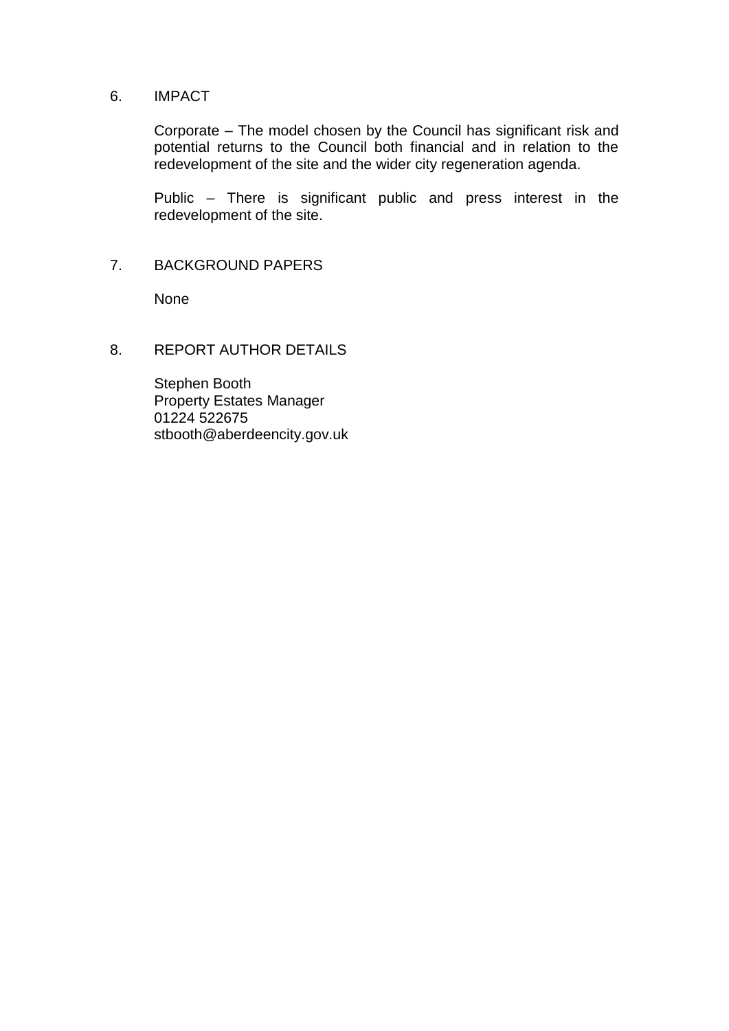## 6. IMPACT

Corporate – The model chosen by the Council has significant risk and potential returns to the Council both financial and in relation to the redevelopment of the site and the wider city regeneration agenda.

Public – There is significant public and press interest in the redevelopment of the site.

## 7. BACKGROUND PAPERS

None

## 8. REPORT AUTHOR DETAILS

Stephen Booth
Property Estates Manager
01224 522675
stbooth@aberdeencity.gov.uk